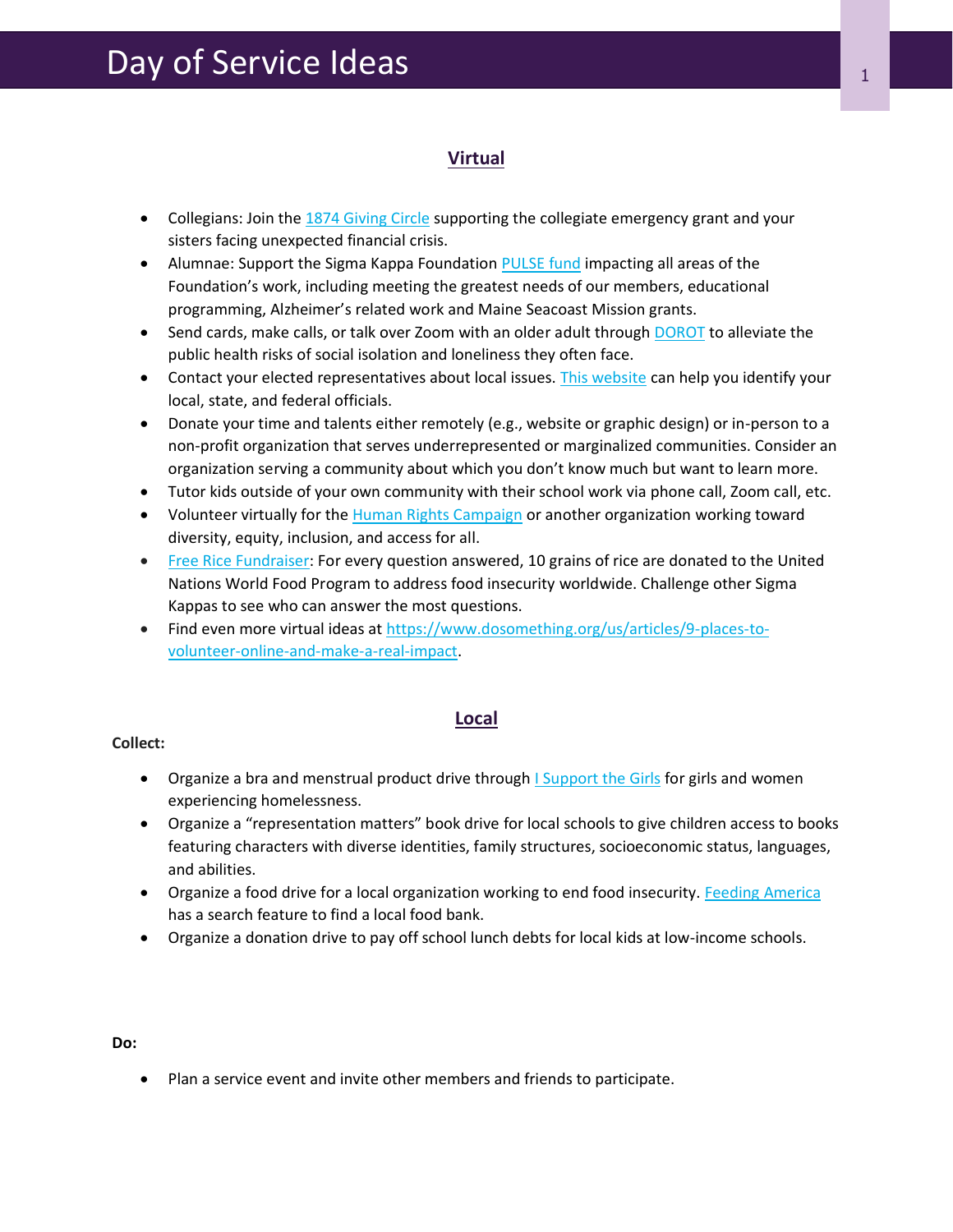# Day of Service Ideas

## Virtual

- Collegians: Join the 1874 Giving Circle supporting the collegiate emergency grant and your sisters facing unexpected financial crisis.
- Alumnae: Support the Sigma Kappa Foundation PULSE fund impacting all areas of the Foundation's work, including meeting the greatest needs of our members, educational programming, Alzheimer's related work and Maine Seacoast Mission grants.
- Send cards, make calls, or talk over Zoom with an older adult through DOROT to alleviate the public health risks of social isolation and loneliness they often face.
- Contact your elected representatives about local issues. This website can help you identify your local, state, and federal officials.
- Donate your time and talents either remotely (e.g., website or graphic design) or in-person to a non-profit organization that serves underrepresented or marginalized communities. Consider an organization serving a community about which you don't know much but want to learn more.
- Tutor kids outside of your own community with their school work via phone call, Zoom call, etc.
- Volunteer virtually for the Human Rights Campaign or another organization working toward diversity, equity, inclusion, and access for all.
- Free Rice Fundraiser: For every question answered, 10 grains of rice are donated to the United Nations World Food Program to address food insecurity worldwide. Challenge other Sigma Kappas to see who can answer the most questions.
- Find even more virtual ideas at https://www.dosomething.org/us/articles/9-places-to-volunteer-online-and-make-a-real-impact.

## Local

**Collect:**

- Organize a bra and menstrual product drive through I Support the Girls for girls and women experiencing homelessness.
- Organize a "representation matters" book drive for local schools to give children access to books featuring characters with diverse identities, family structures, socioeconomic status, languages, and abilities.
- Organize a food drive for a local organization working to end food insecurity. Feeding America has a search feature to find a local food bank.
- Organize a donation drive to pay off school lunch debts for local kids at low-income schools.

**Do:**

- Plan a service event and invite other members and friends to participate.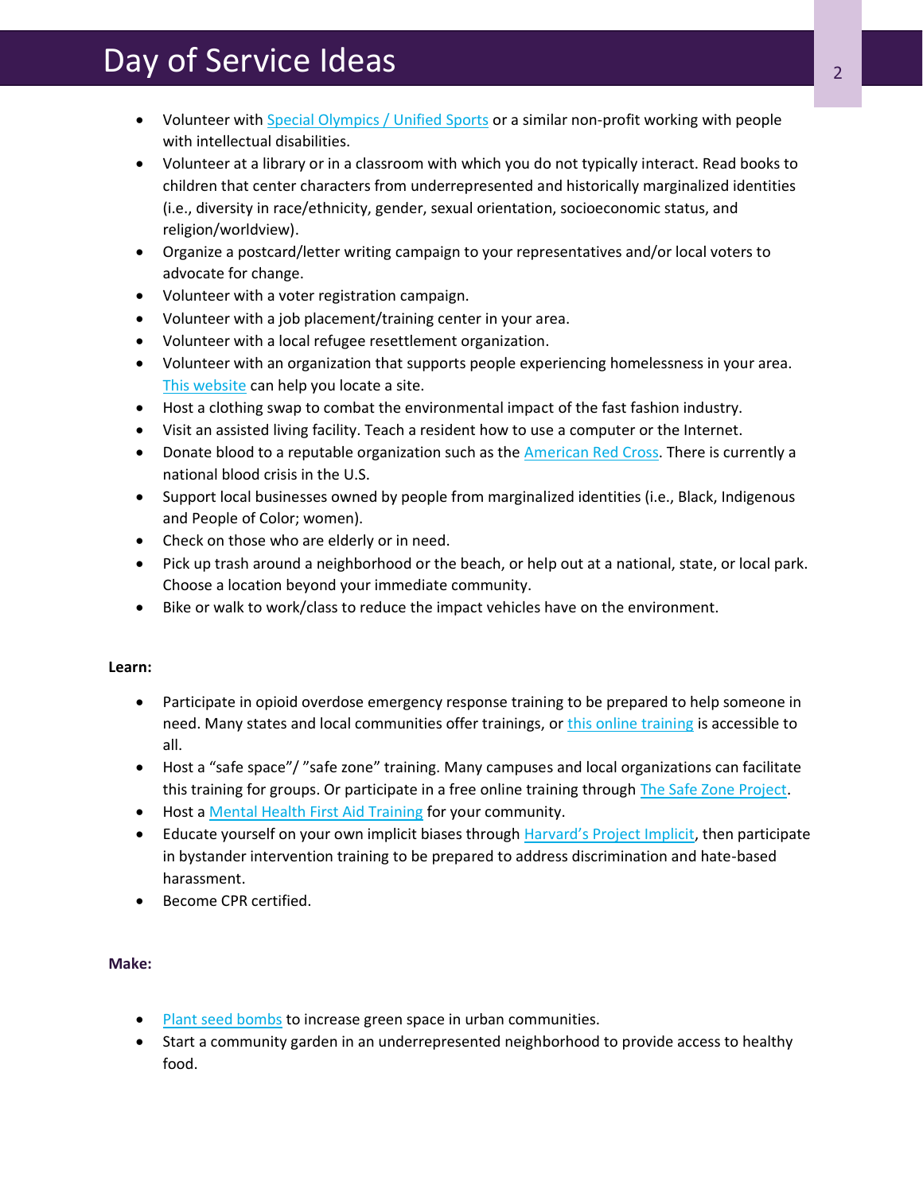# Day of Service Ideas

- Volunteer with Special Olympics / Unified Sports or a similar non-profit working with people with intellectual disabilities.
- Volunteer at a library or in a classroom with which you do not typically interact. Read books to children that center characters from underrepresented and historically marginalized identities (i.e., diversity in race/ethnicity, gender, sexual orientation, socioeconomic status, and religion/worldview).
- Organize a postcard/letter writing campaign to your representatives and/or local voters to advocate for change.
- Volunteer with a voter registration campaign.
- Volunteer with a job placement/training center in your area.
- Volunteer with a local refugee resettlement organization.
- Volunteer with an organization that supports people experiencing homelessness in your area. This website can help you locate a site.
- Host a clothing swap to combat the environmental impact of the fast fashion industry.
- Visit an assisted living facility. Teach a resident how to use a computer or the Internet.
- Donate blood to a reputable organization such as the American Red Cross. There is currently a national blood crisis in the U.S.
- Support local businesses owned by people from marginalized identities (i.e., Black, Indigenous and People of Color; women).
- Check on those who are elderly or in need.
- Pick up trash around a neighborhood or the beach, or help out at a national, state, or local park. Choose a location beyond your immediate community.
- Bike or walk to work/class to reduce the impact vehicles have on the environment.

**Learn:**

- Participate in opioid overdose emergency response training to be prepared to help someone in need. Many states and local communities offer trainings, or this online training is accessible to all.
- Host a "safe space"/ "safe zone" training. Many campuses and local organizations can facilitate this training for groups. Or participate in a free online training through The Safe Zone Project.
- Host a Mental Health First Aid Training for your community.
- Educate yourself on your own implicit biases through Harvard's Project Implicit, then participate in bystander intervention training to be prepared to address discrimination and hate-based harassment.
- Become CPR certified.

**Make:**

- Plant seed bombs to increase green space in urban communities.
- Start a community garden in an underrepresented neighborhood to provide access to healthy food.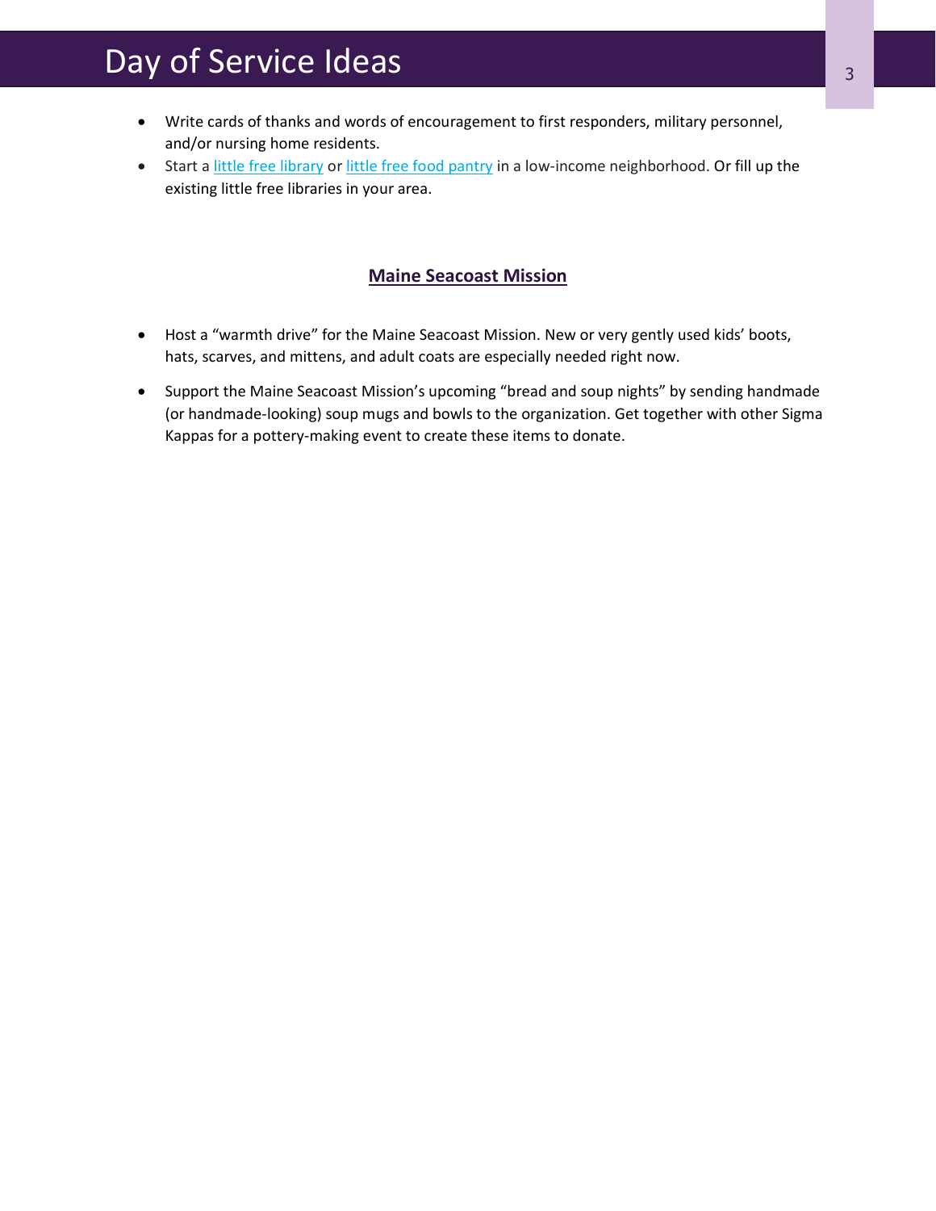- Write cards of thanks and words of encouragement to first responders, military personnel, and/or nursing home residents.
- Start a little free library or little free food pantry in a low-income neighborhood. Or fill up the existing little free libraries in your area.

## Maine Seacoast Mission

- Host a "warmth drive" for the Maine Seacoast Mission. New or very gently used kids' boots, hats, scarves, and mittens, and adult coats are especially needed right now.
- Support the Maine Seacoast Mission's upcoming "bread and soup nights" by sending handmade (or handmade-looking) soup mugs and bowls to the organization. Get together with other Sigma Kappas for a pottery-making event to create these items to donate.